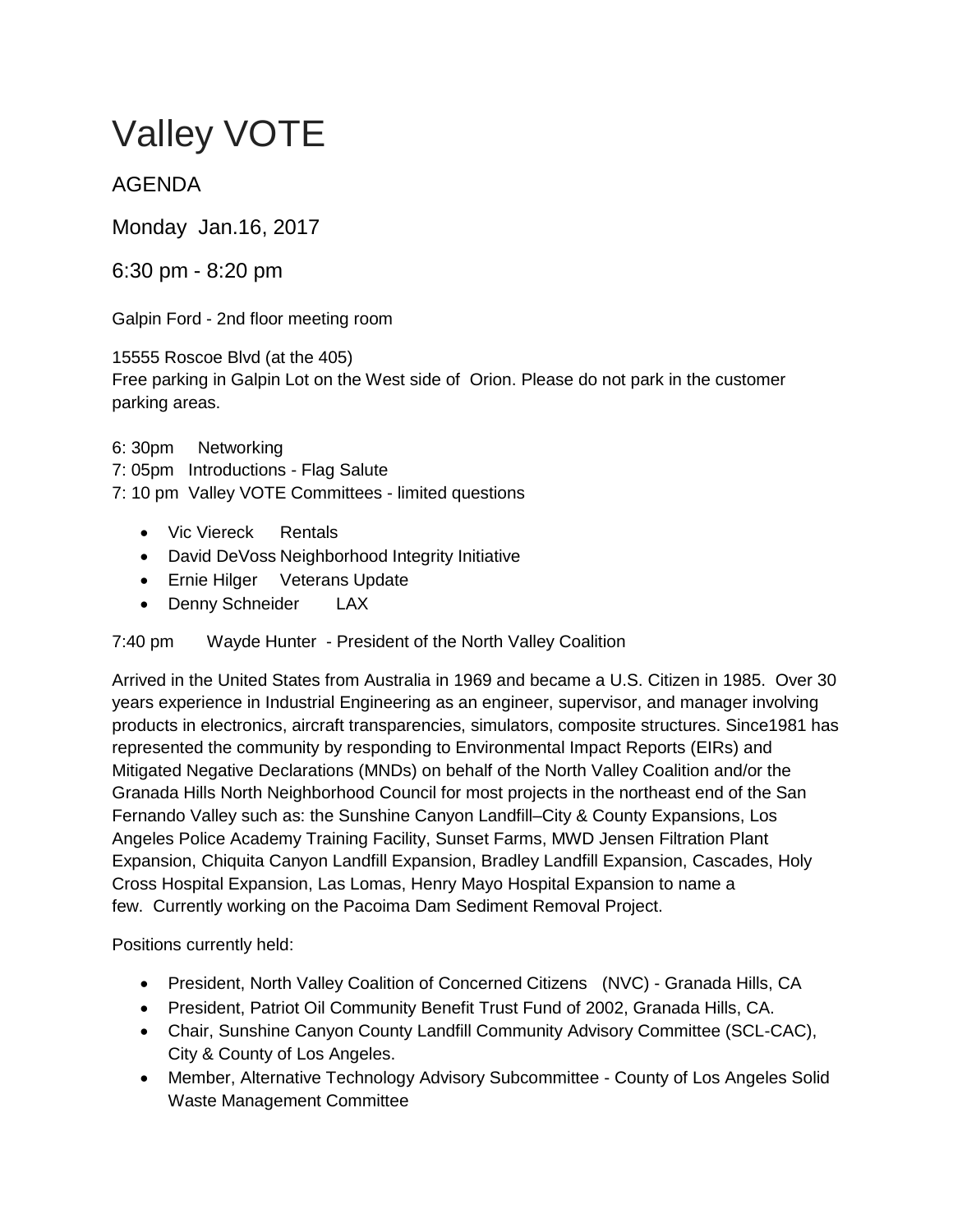# Valley VOTE

## AGENDA

### Monday Jan.16, 2017

### 6:30 pm - 8:20 pm

Galpin Ford - 2nd floor meeting room

15555 Roscoe Blvd (at the 405)
Free parking in Galpin Lot on the West side of Orion. Please do not park in the customer parking areas.

6: 30pm Networking
7: 05pm Introductions - Flag Salute
7: 10 pm Valley VOTE Committees - limited questions

- Vic Viereck Rentals
- David DeVoss Neighborhood Integrity Initiative
- Ernie Hilger Veterans Update
- Denny Schneider LAX

7:40 pm Wayde Hunter - President of the North Valley Coalition

Arrived in the United States from Australia in 1969 and became a U.S. Citizen in 1985. Over 30 years experience in Industrial Engineering as an engineer, supervisor, and manager involving products in electronics, aircraft transparencies, simulators, composite structures. Since1981 has represented the community by responding to Environmental Impact Reports (EIRs) and Mitigated Negative Declarations (MNDs) on behalf of the North Valley Coalition and/or the Granada Hills North Neighborhood Council for most projects in the northeast end of the San Fernando Valley such as: the Sunshine Canyon Landfill–City & County Expansions, Los Angeles Police Academy Training Facility, Sunset Farms, MWD Jensen Filtration Plant Expansion, Chiquita Canyon Landfill Expansion, Bradley Landfill Expansion, Cascades, Holy Cross Hospital Expansion, Las Lomas, Henry Mayo Hospital Expansion to name a few. Currently working on the Pacoima Dam Sediment Removal Project.

Positions currently held:

- President, North Valley Coalition of Concerned Citizens (NVC) - Granada Hills, CA
- President, Patriot Oil Community Benefit Trust Fund of 2002, Granada Hills, CA.
- Chair, Sunshine Canyon County Landfill Community Advisory Committee (SCL-CAC), City & County of Los Angeles.
- Member, Alternative Technology Advisory Subcommittee - County of Los Angeles Solid Waste Management Committee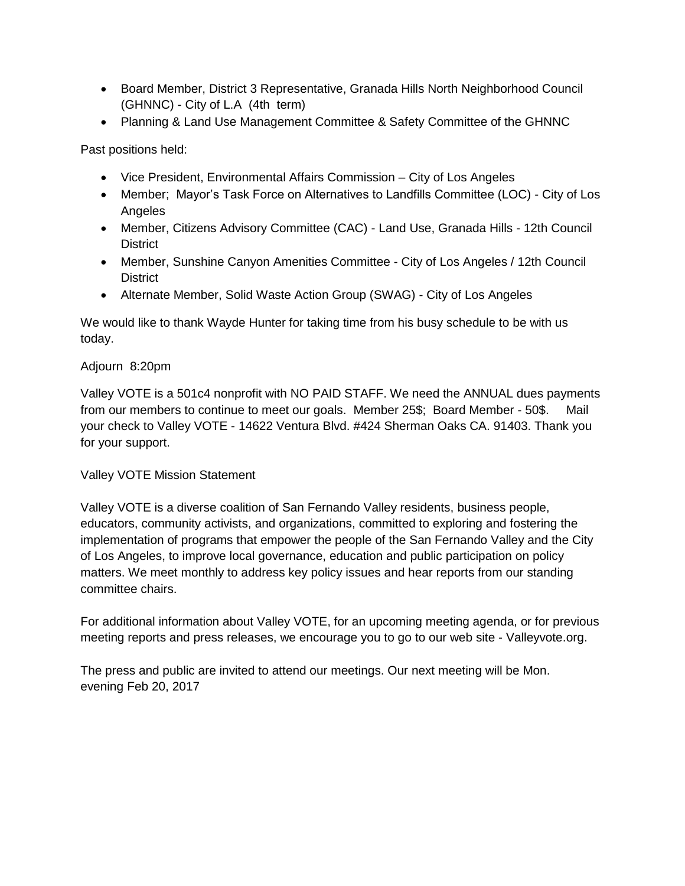- Board Member, District 3 Representative, Granada Hills North Neighborhood Council (GHNNC) - City of L.A (4th term)
- Planning & Land Use Management Committee & Safety Committee of the GHNNC

Past positions held:

- Vice President, Environmental Affairs Commission – City of Los Angeles
- Member; Mayor's Task Force on Alternatives to Landfills Committee (LOC) - City of Los Angeles
- Member, Citizens Advisory Committee (CAC) - Land Use, Granada Hills - 12th Council District
- Member, Sunshine Canyon Amenities Committee - City of Los Angeles / 12th Council District
- Alternate Member, Solid Waste Action Group (SWAG) - City of Los Angeles

We would like to thank Wayde Hunter for taking time from his busy schedule to be with us today.

Adjourn 8:20pm

Valley VOTE is a 501c4 nonprofit with NO PAID STAFF. We need the ANNUAL dues payments from our members to continue to meet our goals. Member 25$; Board Member - 50$. Mail your check to Valley VOTE - 14622 Ventura Blvd. #424 Sherman Oaks CA. 91403. Thank you for your support.

Valley VOTE Mission Statement

Valley VOTE is a diverse coalition of San Fernando Valley residents, business people, educators, community activists, and organizations, committed to exploring and fostering the implementation of programs that empower the people of the San Fernando Valley and the City of Los Angeles, to improve local governance, education and public participation on policy matters. We meet monthly to address key policy issues and hear reports from our standing committee chairs.

For additional information about Valley VOTE, for an upcoming meeting agenda, or for previous meeting reports and press releases, we encourage you to go to our web site - Valleyvote.org.

The press and public are invited to attend our meetings. Our next meeting will be Mon. evening Feb 20, 2017